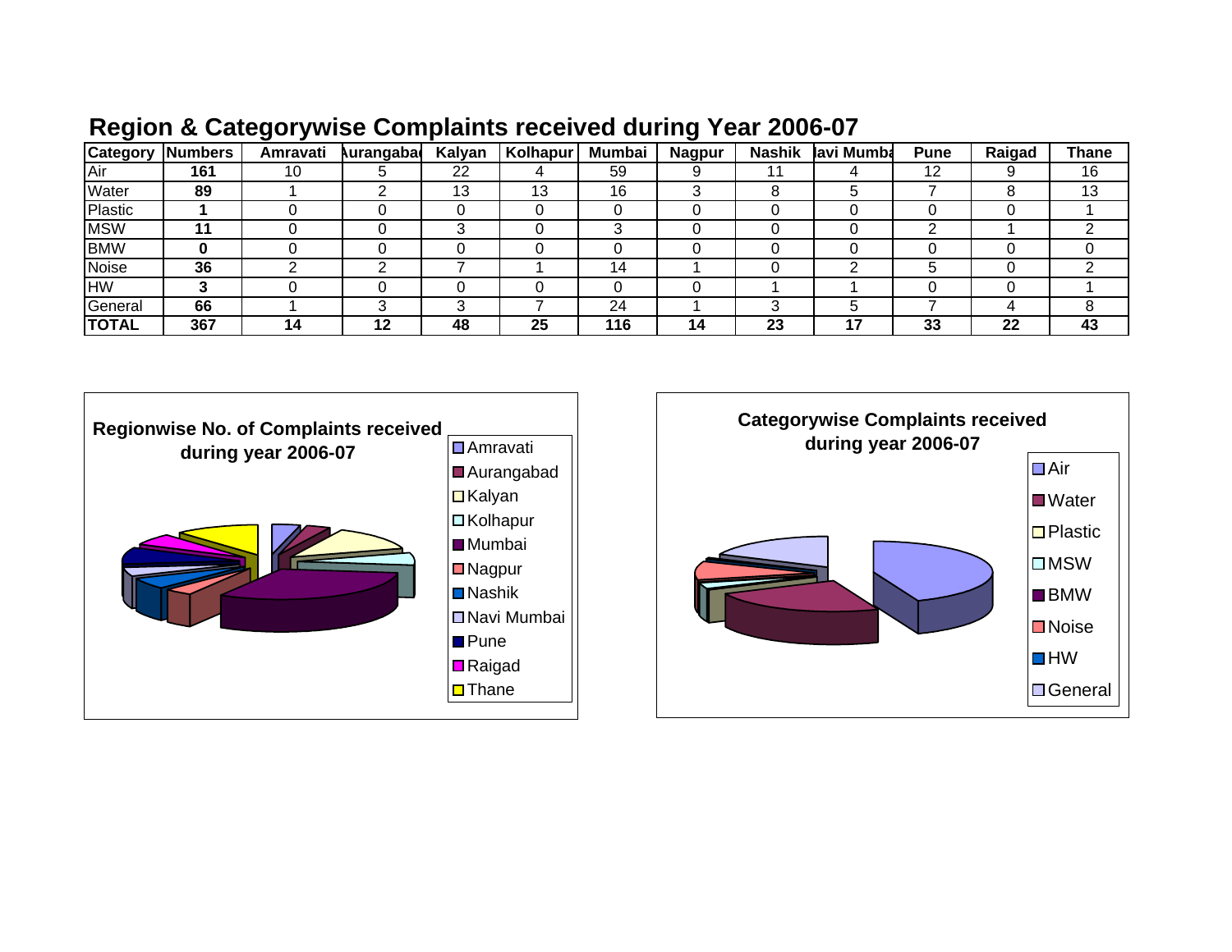# Region & Categorywise Complaints received during Year 2006-07

| Category | Numbers | Amravati | Aurangabad | Kalyan | Kolhapur | Mumbai | Nagpur | Nashik | Navi Mumbai | Pune | Raigad | Thane |
|---|---|---|---|---|---|---|---|---|---|---|---|---|
| Air | **161** | 10 | 5 | 22 | 4 | 59 | 9 | 11 | 4 | 12 | 9 | 16 |
| Water | **89** | 1 | 2 | 13 | 13 | 16 | 3 | 8 | 5 | 7 | 8 | 13 |
| Plastic | **1** | 0 | 0 | 0 | 0 | 0 | 0 | 0 | 0 | 0 | 0 | 1 |
| MSW | **11** | 0 | 0 | 3 | 0 | 3 | 0 | 0 | 0 | 2 | 1 | 2 |
| BMW | **0** | 0 | 0 | 0 | 0 | 0 | 0 | 0 | 0 | 0 | 0 | 0 |
| Noise | **36** | 2 | 2 | 7 | 1 | 14 | 1 | 0 | 2 | 5 | 0 | 2 |
| HW | **3** | 0 | 0 | 0 | 0 | 0 | 0 | 1 | 1 | 0 | 0 | 1 |
| General | **66** | 1 | 3 | 3 | 7 | 24 | 1 | 3 | 5 | 7 | 4 | 8 |
| **TOTAL** | **367** | **14** | **12** | **48** | **25** | **116** | **14** | **23** | **17** | **33** | **22** | **43** |

**Regionwise No. of Complaints received during year 2006-07**

Amravati
Aurangabad
Kalyan
Kolhapur
Mumbai
Nagpur
Nashik
Navi Mumbai
Pune
Raigad
Thane

**Categorywise Complaints received during year 2006-07**

Air
Water
Plastic
MSW
BMW
Noise
HW
General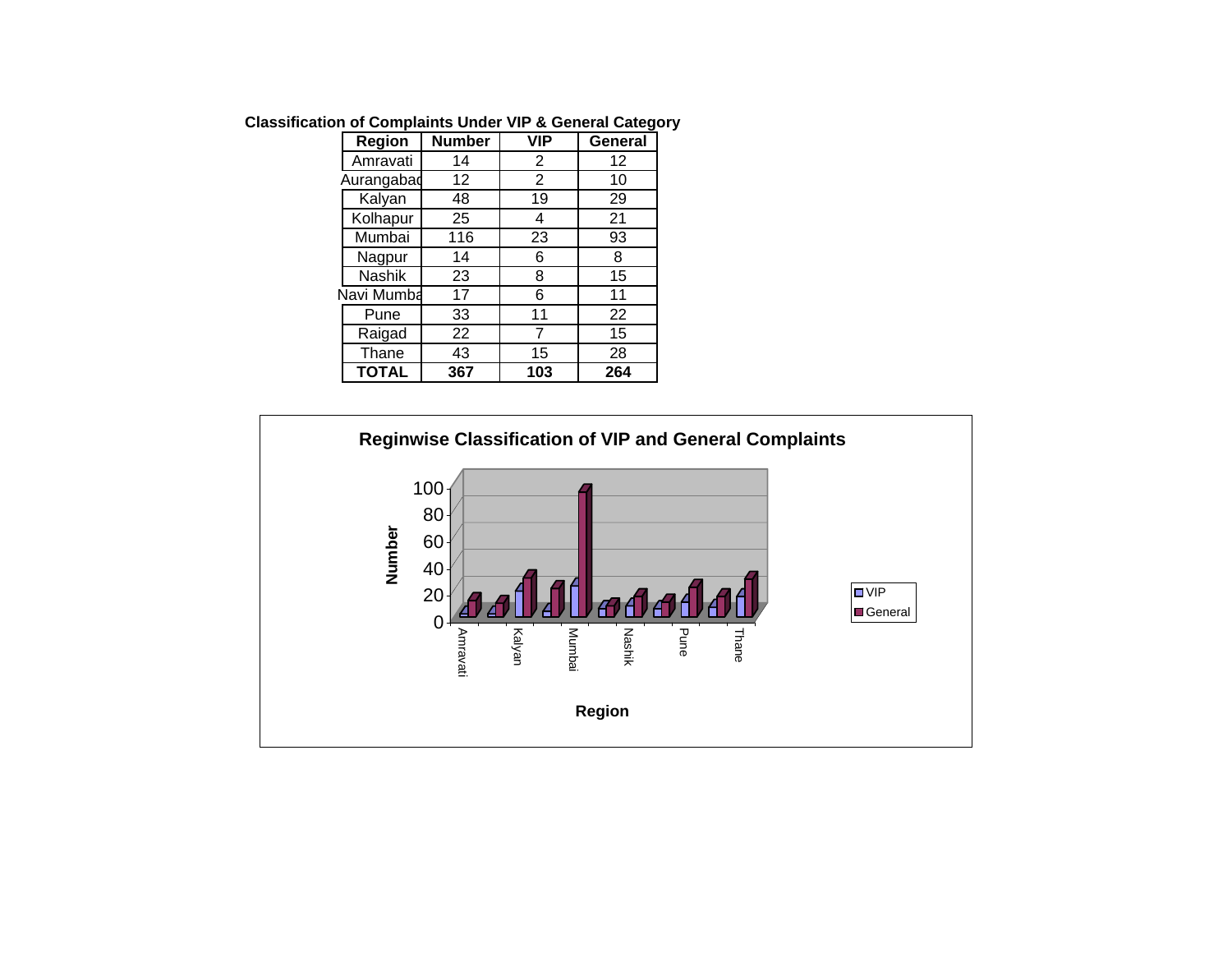**Classification of Complaints Under VIP & General Category**

| Region | Number | VIP | General |
|---|---|---|---|
| Amravati | 14 | 2 | 12 |
| Aurangabad | 12 | 2 | 10 |
| Kalyan | 48 | 19 | 29 |
| Kolhapur | 25 | 4 | 21 |
| Mumbai | 116 | 23 | 93 |
| Nagpur | 14 | 6 | 8 |
| Nashik | 23 | 8 | 15 |
| Navi Mumbai | 17 | 6 | 11 |
| Pune | 33 | 11 | 22 |
| Raigad | 22 | 7 | 15 |
| Thane | 43 | 15 | 28 |
| **TOTAL** | **367** | **103** | **264** |

**Reginwise Classification of VIP and General Complaints**

Number

100
80
60
40
20
0

Amravati
Kalyan
Mumbai
Nashik
Pune
Thane

Region

VIP
General